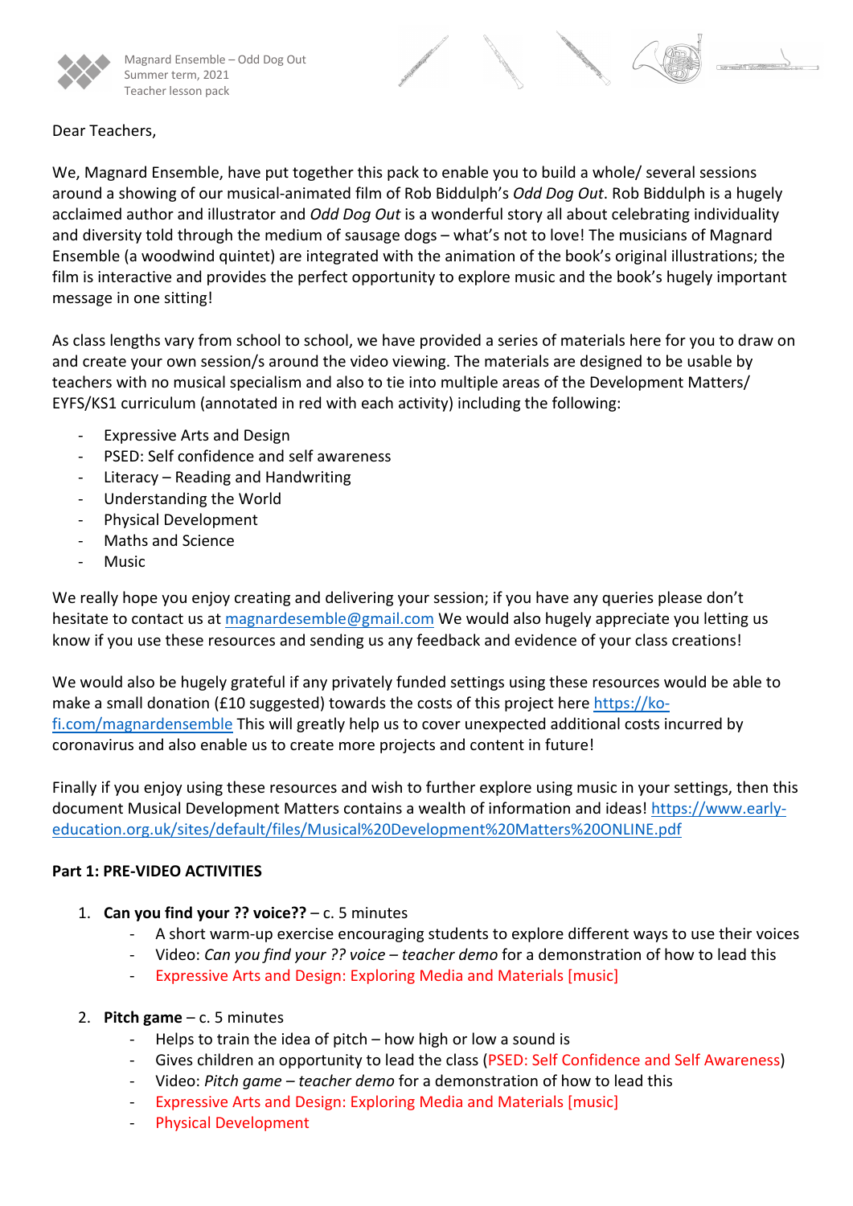Magnard Ensemble – Odd Dog Out
Summer term, 2021
Teacher lesson pack

Dear Teachers,

We, Magnard Ensemble, have put together this pack to enable you to build a whole/ several sessions around a showing of our musical-animated film of Rob Biddulph's *Odd Dog Out*. Rob Biddulph is a hugely acclaimed author and illustrator and *Odd Dog Out* is a wonderful story all about celebrating individuality and diversity told through the medium of sausage dogs – what's not to love! The musicians of Magnard Ensemble (a woodwind quintet) are integrated with the animation of the book's original illustrations; the film is interactive and provides the perfect opportunity to explore music and the book's hugely important message in one sitting!

As class lengths vary from school to school, we have provided a series of materials here for you to draw on and create your own session/s around the video viewing. The materials are designed to be usable by teachers with no musical specialism and also to tie into multiple areas of the Development Matters/ EYFS/KS1 curriculum (annotated in red with each activity) including the following:

- Expressive Arts and Design
- PSED: Self confidence and self awareness
- Literacy – Reading and Handwriting
- Understanding the World
- Physical Development
- Maths and Science
- Music

We really hope you enjoy creating and delivering your session; if you have any queries please don't hesitate to contact us at magnardesemble@gmail.com We would also hugely appreciate you letting us know if you use these resources and sending us any feedback and evidence of your class creations!

We would also be hugely grateful if any privately funded settings using these resources would be able to make a small donation (£10 suggested) towards the costs of this project here https://ko-fi.com/magnardensemble This will greatly help us to cover unexpected additional costs incurred by coronavirus and also enable us to create more projects and content in future!

Finally if you enjoy using these resources and wish to further explore using music in your settings, then this document Musical Development Matters contains a wealth of information and ideas! https://www.early-education.org.uk/sites/default/files/Musical%20Development%20Matters%20ONLINE.pdf

**Part 1: PRE-VIDEO ACTIVITIES**

1. **Can you find your ?? voice??** – c. 5 minutes
    - A short warm-up exercise encouraging students to explore different ways to use their voices
    - Video: *Can you find your ?? voice – teacher demo* for a demonstration of how to lead this
    - Expressive Arts and Design: Exploring Media and Materials [music]

2. **Pitch game** – c. 5 minutes
    - Helps to train the idea of pitch – how high or low a sound is
    - Gives children an opportunity to lead the class (PSED: Self Confidence and Self Awareness)
    - Video: *Pitch game – teacher demo* for a demonstration of how to lead this
    - Expressive Arts and Design: Exploring Media and Materials [music]
    - Physical Development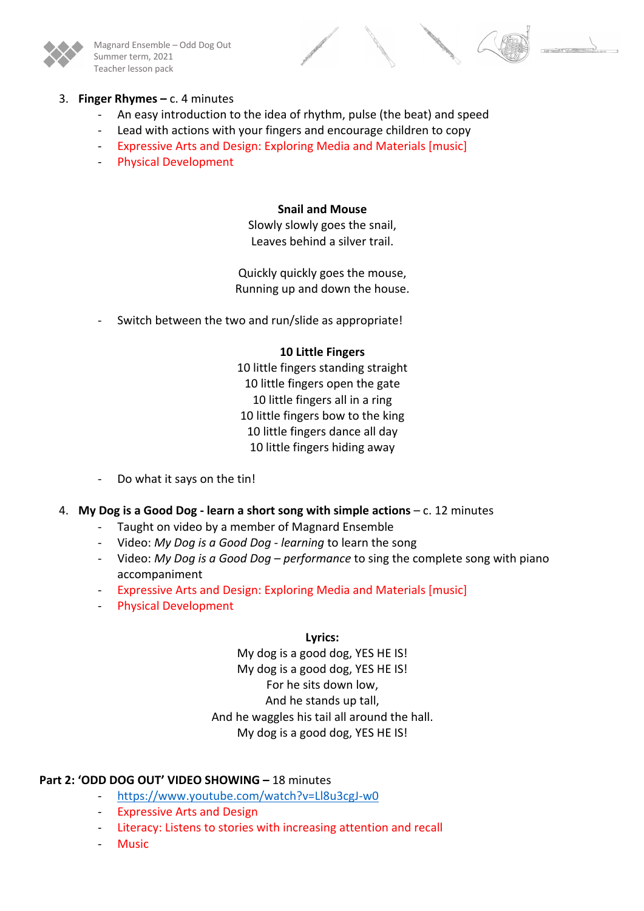3. **Finger Rhymes –** c. 4 minutes
    - An easy introduction to the idea of rhythm, pulse (the beat) and speed
    - Lead with actions with your fingers and encourage children to copy
    - Expressive Arts and Design: Exploring Media and Materials [music]
    - Physical Development

**Snail and Mouse**
Slowly slowly goes the snail,
Leaves behind a silver trail.

Quickly quickly goes the mouse,
Running up and down the house.

- Switch between the two and run/slide as appropriate!

**10 Little Fingers**
10 little fingers standing straight
10 little fingers open the gate
10 little fingers all in a ring
10 little fingers bow to the king
10 little fingers dance all day
10 little fingers hiding away

- Do what it says on the tin!

4. **My Dog is a Good Dog - learn a short song with simple actions** – c. 12 minutes
    - Taught on video by a member of Magnard Ensemble
    - Video: *My Dog is a Good Dog - learning* to learn the song
    - Video: *My Dog is a Good Dog – performance* to sing the complete song with piano accompaniment
    - Expressive Arts and Design: Exploring Media and Materials [music]
    - Physical Development

**Lyrics:**
My dog is a good dog, YES HE IS!
My dog is a good dog, YES HE IS!
For he sits down low,
And he stands up tall,
And he waggles his tail all around the hall.
My dog is a good dog, YES HE IS!

**Part 2: 'ODD DOG OUT' VIDEO SHOWING –** 18 minutes
- https://www.youtube.com/watch?v=Ll8u3cgJ-w0
- Expressive Arts and Design
- Literacy: Listens to stories with increasing attention and recall
- Music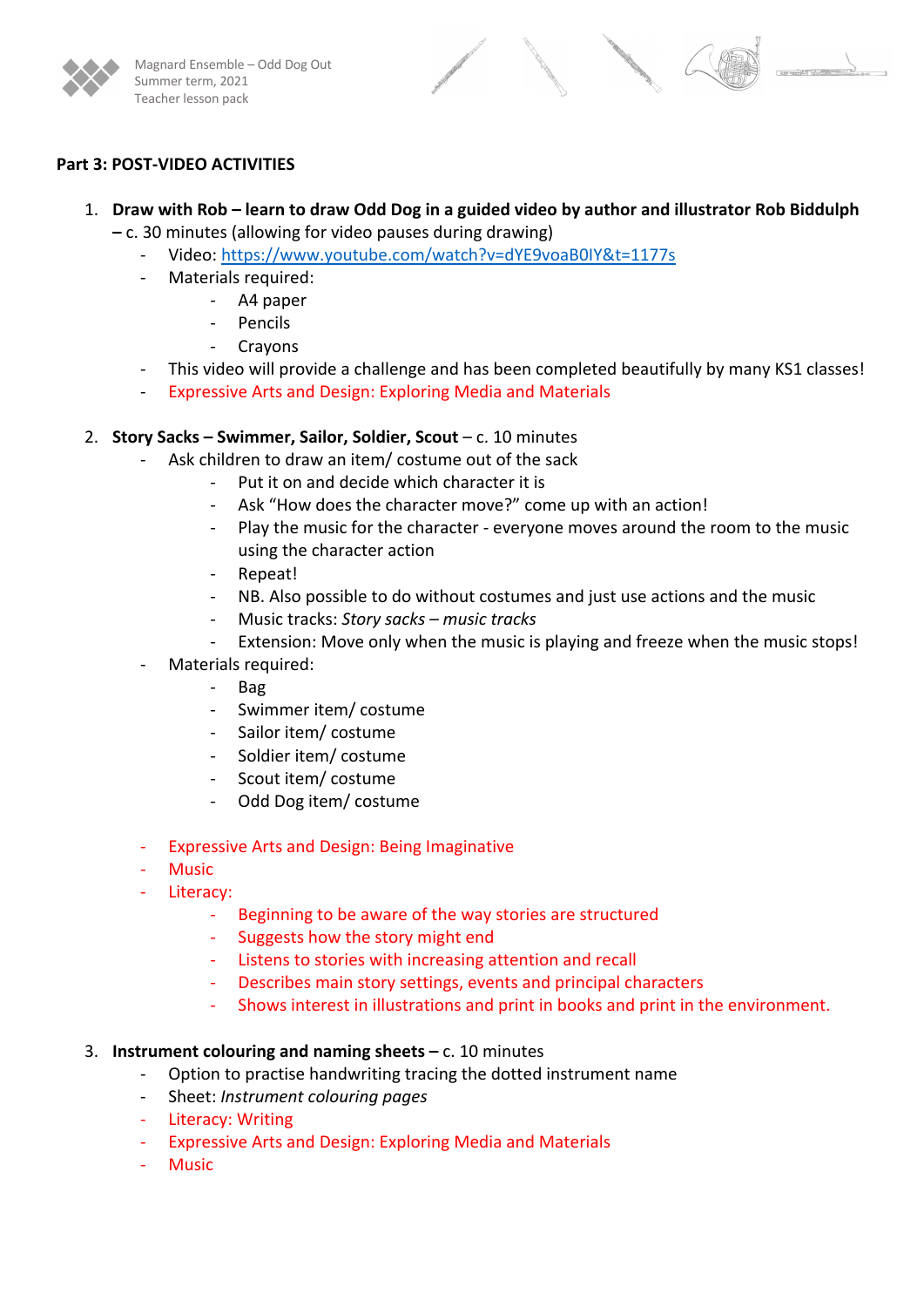**Part 3: POST-VIDEO ACTIVITIES**

1. **Draw with Rob – learn to draw Odd Dog in a guided video by author and illustrator Rob Biddulph – c.** 30 minutes (allowing for video pauses during drawing)
    - Video: https://www.youtube.com/watch?v=dYE9voaB0IY&t=1177s
    - Materials required:
        - A4 paper
        - Pencils
        - Crayons
    - This video will provide a challenge and has been completed beautifully by many KS1 classes!
    - Expressive Arts and Design: Exploring Media and Materials

2. **Story Sacks – Swimmer, Sailor, Soldier, Scout** – c. 10 minutes
    - Ask children to draw an item/ costume out of the sack
        - Put it on and decide which character it is
        - Ask "How does the character move?" come up with an action!
        - Play the music for the character - everyone moves around the room to the music using the character action
        - Repeat!
        - NB. Also possible to do without costumes and just use actions and the music
        - Music tracks: *Story sacks – music tracks*
        - Extension: Move only when the music is playing and freeze when the music stops!
    - Materials required:
        - Bag
        - Swimmer item/ costume
        - Sailor item/ costume
        - Soldier item/ costume
        - Scout item/ costume
        - Odd Dog item/ costume

    - Expressive Arts and Design: Being Imaginative
    - Music
    - Literacy:
        - Beginning to be aware of the way stories are structured
        - Suggests how the story might end
        - Listens to stories with increasing attention and recall
        - Describes main story settings, events and principal characters
        - Shows interest in illustrations and print in books and print in the environment.

3. **Instrument colouring and naming sheets –** c. 10 minutes
    - Option to practise handwriting tracing the dotted instrument name
    - Sheet: *Instrument colouring pages*
    - Literacy: Writing
    - Expressive Arts and Design: Exploring Media and Materials
    - Music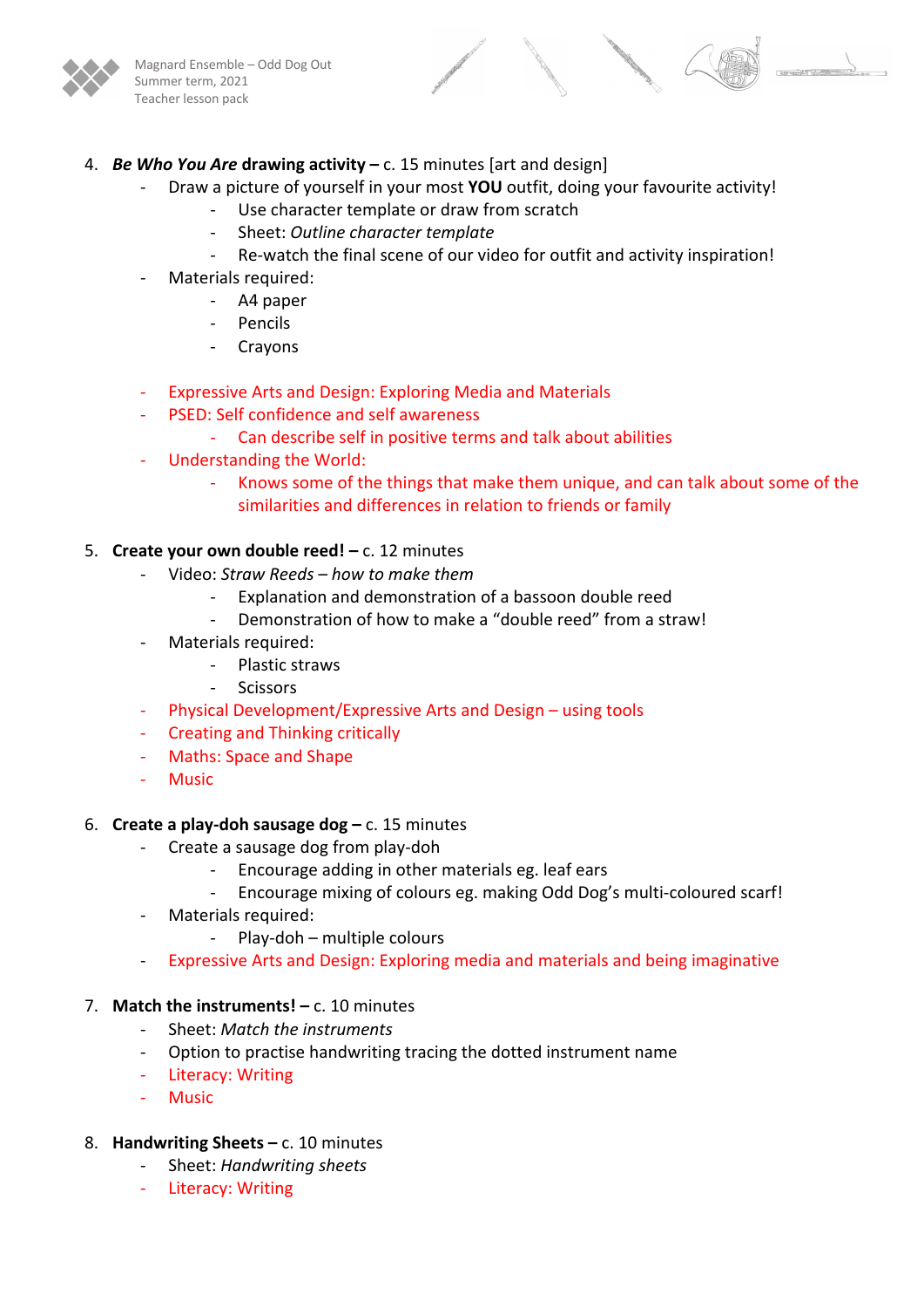4. ***Be Who You Are* drawing activity –** c. 15 minutes [art and design]
   - Draw a picture of yourself in your most **YOU** outfit, doing your favourite activity!
     - Use character template or draw from scratch
     - Sheet: *Outline character template*
     - Re-watch the final scene of our video for outfit and activity inspiration!
   - Materials required:
     - A4 paper
     - Pencils
     - Crayons

   - Expressive Arts and Design: Exploring Media and Materials
   - PSED: Self confidence and self awareness
     - Can describe self in positive terms and talk about abilities
   - Understanding the World:
     - Knows some of the things that make them unique, and can talk about some of the similarities and differences in relation to friends or family

5. **Create your own double reed! –** c. 12 minutes
   - Video: *Straw Reeds – how to make them*
     - Explanation and demonstration of a bassoon double reed
     - Demonstration of how to make a "double reed" from a straw!
   - Materials required:
     - Plastic straws
     - Scissors
   - Physical Development/Expressive Arts and Design – using tools
   - Creating and Thinking critically
   - Maths: Space and Shape
   - Music

6. **Create a play-doh sausage dog –** c. 15 minutes
   - Create a sausage dog from play-doh
     - Encourage adding in other materials eg. leaf ears
     - Encourage mixing of colours eg. making Odd Dog's multi-coloured scarf!
   - Materials required:
     - Play-doh – multiple colours
   - Expressive Arts and Design: Exploring media and materials and being imaginative

7. **Match the instruments! –** c. 10 minutes
   - Sheet: *Match the instruments*
   - Option to practise handwriting tracing the dotted instrument name
   - Literacy: Writing
   - Music

8. **Handwriting Sheets –** c. 10 minutes
   - Sheet: *Handwriting sheets*
   - Literacy: Writing